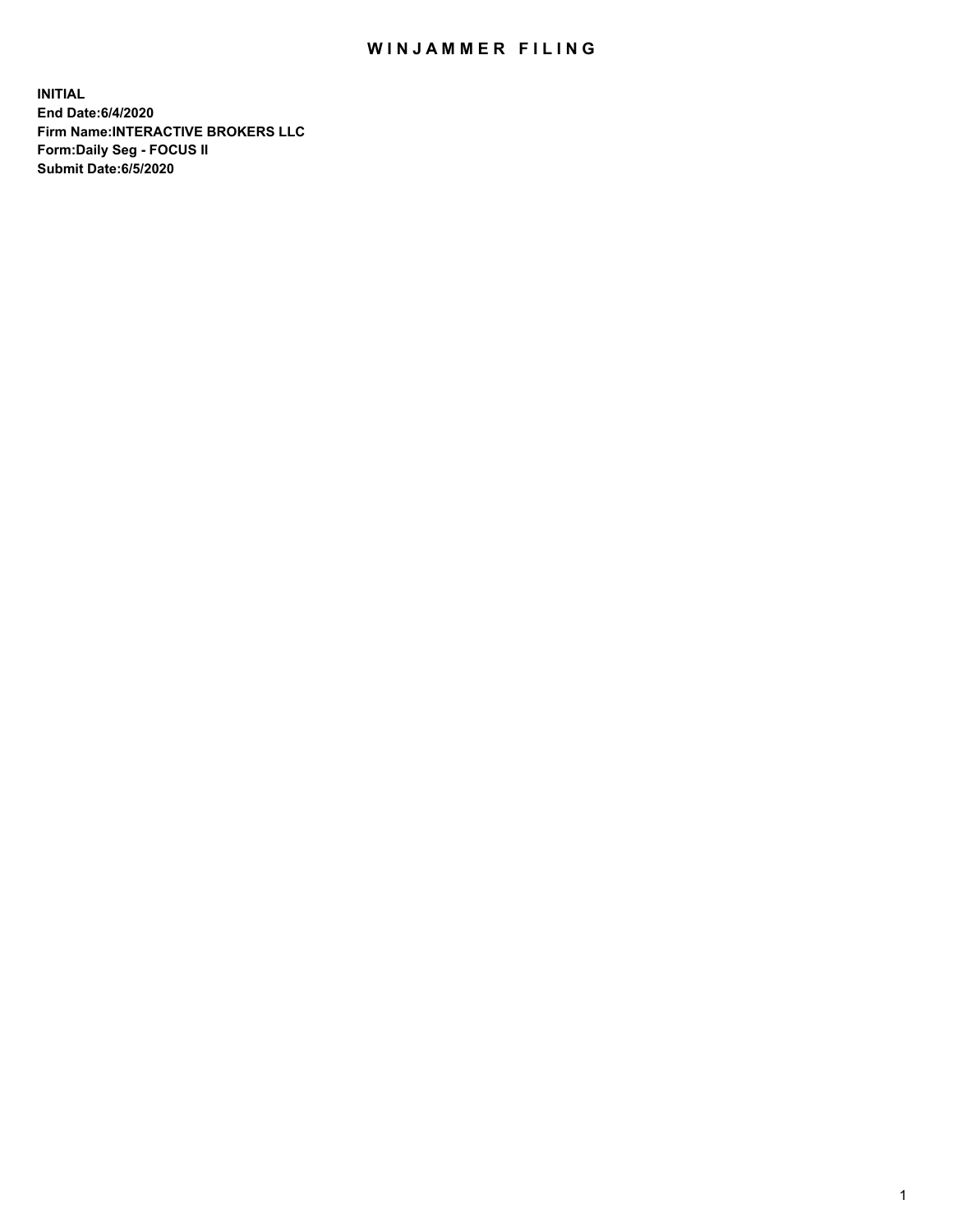# WINJAMMER FILING

**INITIAL**
**End Date:6/4/2020**
**Firm Name:INTERACTIVE BROKERS LLC**
**Form:Daily Seg - FOCUS II**
**Submit Date:6/5/2020**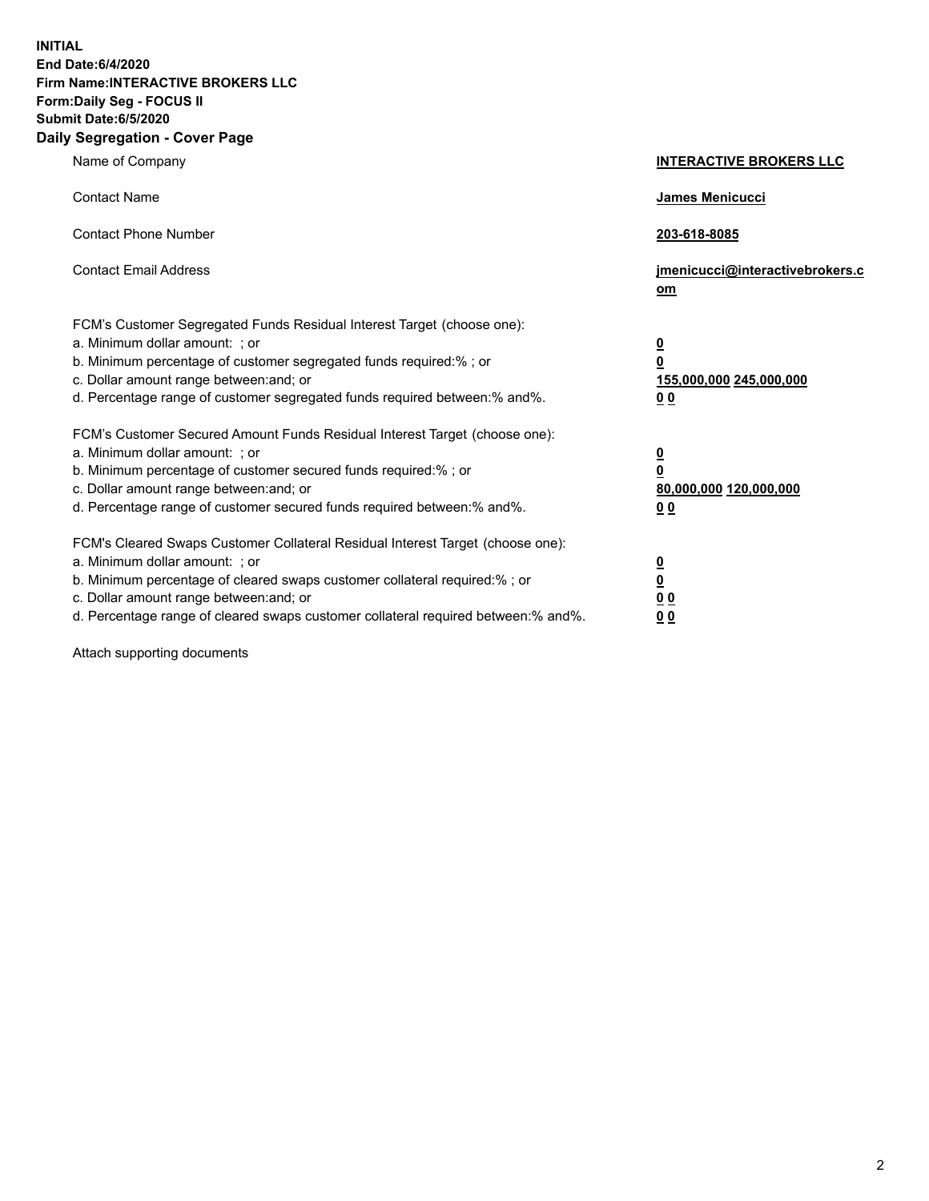**INITIAL**
**End Date:6/4/2020**
**Firm Name:INTERACTIVE BROKERS LLC**
**Form:Daily Seg - FOCUS II**
**Submit Date:6/5/2020**

## Daily Segregation - Cover Page

| | |
|---|---|
| Name of Company | **INTERACTIVE BROKERS LLC** |
| Contact Name | **James Menicucci** |
| Contact Phone Number | **203-618-8085** |
| Contact Email Address | **jmenicucci@interactivebrokers.com** |
| FCM's Customer Segregated Funds Residual Interest Target (choose one): | |
| a. Minimum dollar amount: ; or | **0** |
| b. Minimum percentage of customer segregated funds required:% ; or | **0** |
| c. Dollar amount range between:and; or | **155,000,000 245,000,000** |
| d. Percentage range of customer segregated funds required between:% and%. | **0 0** |
| FCM's Customer Secured Amount Funds Residual Interest Target (choose one): | |
| a. Minimum dollar amount: ; or | **0** |
| b. Minimum percentage of customer secured funds required:% ; or | **0** |
| c. Dollar amount range between:and; or | **80,000,000 120,000,000** |
| d. Percentage range of customer secured funds required between:% and%. | **0 0** |
| FCM's Cleared Swaps Customer Collateral Residual Interest Target (choose one): | |
| a. Minimum dollar amount: ; or | **0** |
| b. Minimum percentage of cleared swaps customer collateral required:% ; or | **0** |
| c. Dollar amount range between:and; or | **0 0** |
| d. Percentage range of cleared swaps customer collateral required between:% and%. | **0 0** |

Attach supporting documents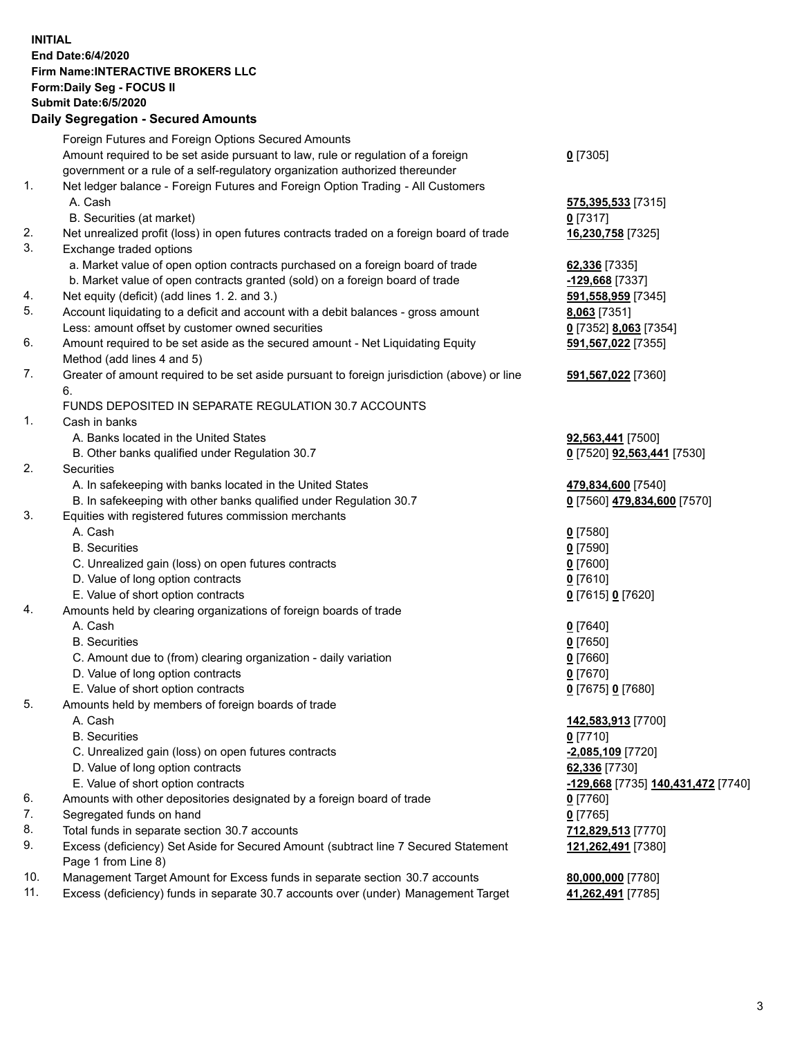**INITIAL**
**End Date:6/4/2020**
**Firm Name:INTERACTIVE BROKERS LLC**
**Form:Daily Seg - FOCUS II**
**Submit Date:6/5/2020**

## Daily Segregation - Secured Amounts

| | | |
|---|---|---|
| | Foreign Futures and Foreign Options Secured Amounts | |
| | Amount required to be set aside pursuant to law, rule or regulation of a foreign government or a rule of a self-regulatory organization authorized thereunder | **0** [7305] |
| 1. | Net ledger balance - Foreign Futures and Foreign Option Trading - All Customers | |
| | A. Cash | **575,395,533** [7315] |
| | B. Securities (at market) | **0** [7317] |
| 2. | Net unrealized profit (loss) in open futures contracts traded on a foreign board of trade | **16,230,758** [7325] |
| 3. | Exchange traded options | |
| | a. Market value of open option contracts purchased on a foreign board of trade | **62,336** [7335] |
| | b. Market value of open contracts granted (sold) on a foreign board of trade | **-129,668** [7337] |
| 4. | Net equity (deficit) (add lines 1. 2. and 3.) | **591,558,959** [7345] |
| 5. | Account liquidating to a deficit and account with a debit balances - gross amount | **8,063** [7351] |
| | Less: amount offset by customer owned securities | **0** [7352] **8,063** [7354] |
| 6. | Amount required to be set aside as the secured amount - Net Liquidating Equity Method (add lines 4 and 5) | **591,567,022** [7355] |
| 7. | Greater of amount required to be set aside pursuant to foreign jurisdiction (above) or line 6. | **591,567,022** [7360] |
| | FUNDS DEPOSITED IN SEPARATE REGULATION 30.7 ACCOUNTS | |
| 1. | Cash in banks | |
| | A. Banks located in the United States | **92,563,441** [7500] |
| | B. Other banks qualified under Regulation 30.7 | **0** [7520] **92,563,441** [7530] |
| 2. | Securities | |
| | A. In safekeeping with banks located in the United States | **479,834,600** [7540] |
| | B. In safekeeping with other banks qualified under Regulation 30.7 | **0** [7560] **479,834,600** [7570] |
| 3. | Equities with registered futures commission merchants | |
| | A. Cash | **0** [7580] |
| | B. Securities | **0** [7590] |
| | C. Unrealized gain (loss) on open futures contracts | **0** [7600] |
| | D. Value of long option contracts | **0** [7610] |
| | E. Value of short option contracts | **0** [7615] **0** [7620] |
| 4. | Amounts held by clearing organizations of foreign boards of trade | |
| | A. Cash | **0** [7640] |
| | B. Securities | **0** [7650] |
| | C. Amount due to (from) clearing organization - daily variation | **0** [7660] |
| | D. Value of long option contracts | **0** [7670] |
| | E. Value of short option contracts | **0** [7675] **0** [7680] |
| 5. | Amounts held by members of foreign boards of trade | |
| | A. Cash | **142,583,913** [7700] |
| | B. Securities | **0** [7710] |
| | C. Unrealized gain (loss) on open futures contracts | **-2,085,109** [7720] |
| | D. Value of long option contracts | **62,336** [7730] |
| | E. Value of short option contracts | **-129,668** [7735] **140,431,472** [7740] |
| 6. | Amounts with other depositories designated by a foreign board of trade | **0** [7760] |
| 7. | Segregated funds on hand | **0** [7765] |
| 8. | Total funds in separate section 30.7 accounts | **712,829,513** [7770] |
| 9. | Excess (deficiency) Set Aside for Secured Amount (subtract line 7 Secured Statement Page 1 from Line 8) | **121,262,491** [7380] |
| 10. | Management Target Amount for Excess funds in separate section 30.7 accounts | **80,000,000** [7780] |
| 11. | Excess (deficiency) funds in separate 30.7 accounts over (under) Management Target | **41,262,491** [7785] |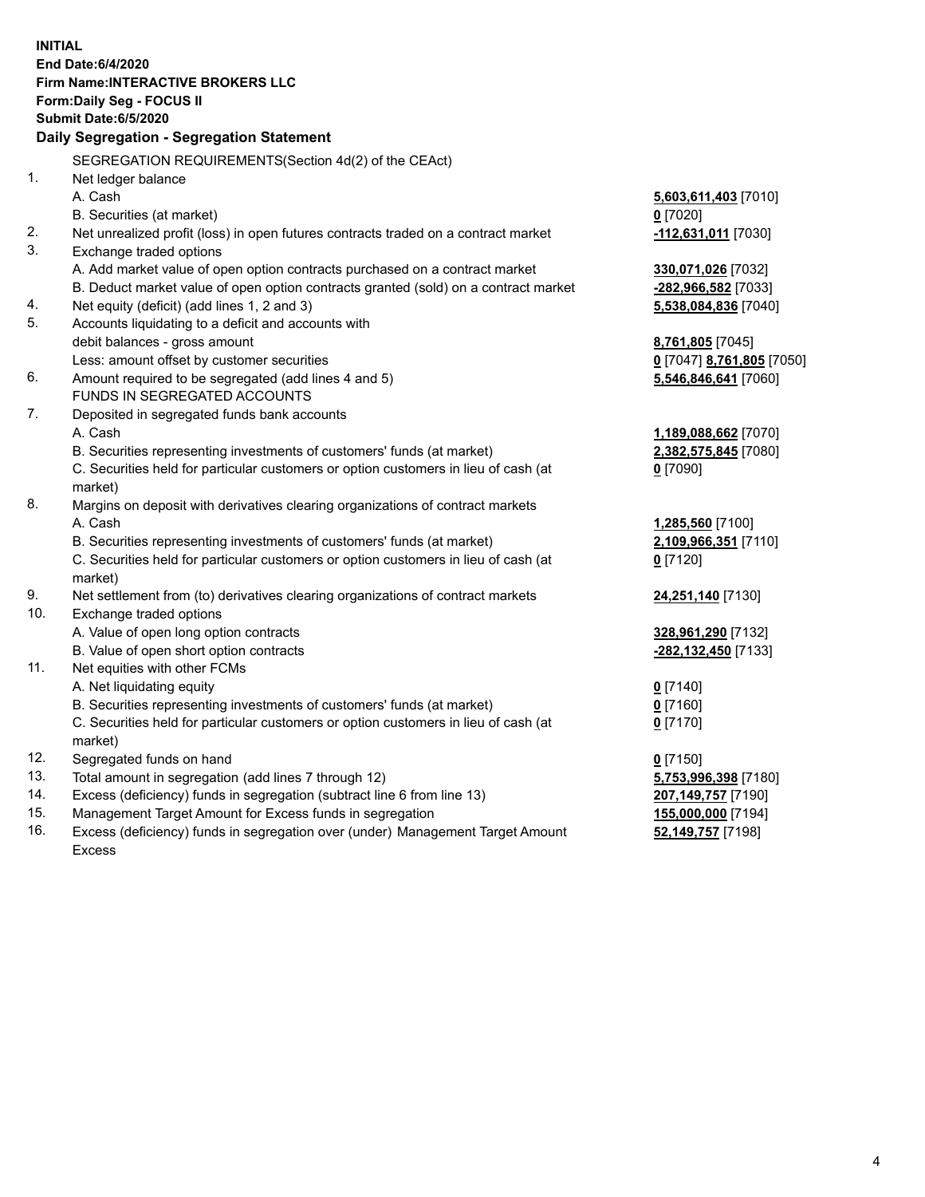**INITIAL**
**End Date:6/4/2020**
**Firm Name:INTERACTIVE BROKERS LLC**
**Form:Daily Seg - FOCUS II**
**Submit Date:6/5/2020**

## Daily Segregation - Segregation Statement

SEGREGATION REQUIREMENTS(Section 4d(2) of the CEAct)

| | | |
|---|---|---|
| 1. | Net ledger balance | |
| | A. Cash | **5,603,611,403** [7010] |
| | B. Securities (at market) | **0** [7020] |
| 2. | Net unrealized profit (loss) in open futures contracts traded on a contract market | **-112,631,011** [7030] |
| 3. | Exchange traded options | |
| | A. Add market value of open option contracts purchased on a contract market | **330,071,026** [7032] |
| | B. Deduct market value of open option contracts granted (sold) on a contract market | **-282,966,582** [7033] |
| 4. | Net equity (deficit) (add lines 1, 2 and 3) | **5,538,084,836** [7040] |
| 5. | Accounts liquidating to a deficit and accounts with debit balances - gross amount | **8,761,805** [7045] |
| | Less: amount offset by customer securities | **0** [7047] **8,761,805** [7050] |
| 6. | Amount required to be segregated (add lines 4 and 5) | **5,546,846,641** [7060] |
| | FUNDS IN SEGREGATED ACCOUNTS | |
| 7. | Deposited in segregated funds bank accounts | |
| | A. Cash | **1,189,088,662** [7070] |
| | B. Securities representing investments of customers' funds (at market) | **2,382,575,845** [7080] |
| | C. Securities held for particular customers or option customers in lieu of cash (at market) | **0** [7090] |
| 8. | Margins on deposit with derivatives clearing organizations of contract markets | |
| | A. Cash | **1,285,560** [7100] |
| | B. Securities representing investments of customers' funds (at market) | **2,109,966,351** [7110] |
| | C. Securities held for particular customers or option customers in lieu of cash (at market) | **0** [7120] |
| 9. | Net settlement from (to) derivatives clearing organizations of contract markets | **24,251,140** [7130] |
| 10. | Exchange traded options | |
| | A. Value of open long option contracts | **328,961,290** [7132] |
| | B. Value of open short option contracts | **-282,132,450** [7133] |
| 11. | Net equities with other FCMs | |
| | A. Net liquidating equity | **0** [7140] |
| | B. Securities representing investments of customers' funds (at market) | **0** [7160] |
| | C. Securities held for particular customers or option customers in lieu of cash (at market) | **0** [7170] |
| 12. | Segregated funds on hand | **0** [7150] |
| 13. | Total amount in segregation (add lines 7 through 12) | **5,753,996,398** [7180] |
| 14. | Excess (deficiency) funds in segregation (subtract line 6 from line 13) | **207,149,757** [7190] |
| 15. | Management Target Amount for Excess funds in segregation | **155,000,000** [7194] |
| 16. | Excess (deficiency) funds in segregation over (under) Management Target Amount Excess | **52,149,757** [7198] |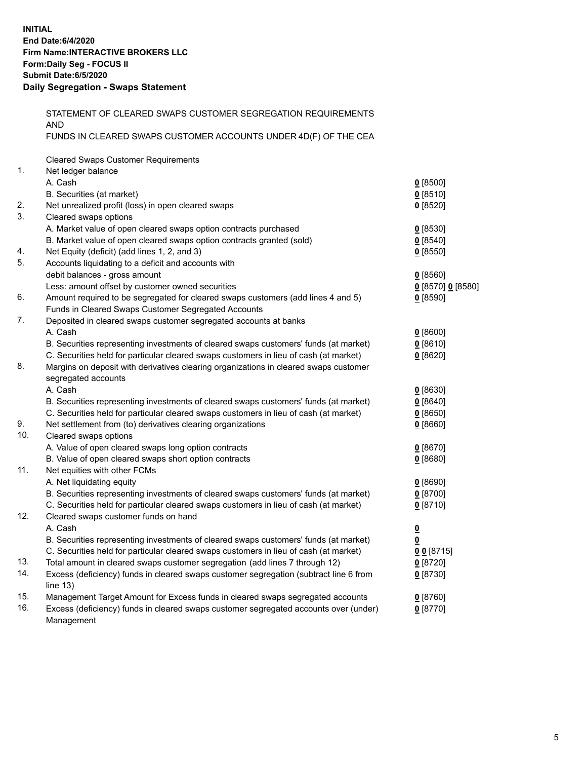**INITIAL**
**End Date:6/4/2020**
**Firm Name:INTERACTIVE BROKERS LLC**
**Form:Daily Seg - FOCUS II**
**Submit Date:6/5/2020**
**Daily Segregation - Swaps Statement**

STATEMENT OF CLEARED SWAPS CUSTOMER SEGREGATION REQUIREMENTS AND FUNDS IN CLEARED SWAPS CUSTOMER ACCOUNTS UNDER 4D(F) OF THE CEA

| | | |
|---|---|---|
| | Cleared Swaps Customer Requirements | |
| 1. | Net ledger balance | |
| | A. Cash | 0 [8500] |
| | B. Securities (at market) | 0 [8510] |
| 2. | Net unrealized profit (loss) in open cleared swaps | 0 [8520] |
| 3. | Cleared swaps options | |
| | A. Market value of open cleared swaps option contracts purchased | 0 [8530] |
| | B. Market value of open cleared swaps option contracts granted (sold) | 0 [8540] |
| 4. | Net Equity (deficit) (add lines 1, 2, and 3) | 0 [8550] |
| 5. | Accounts liquidating to a deficit and accounts with | |
| | debit balances - gross amount | 0 [8560] |
| | Less: amount offset by customer owned securities | 0 [8570] 0 [8580] |
| 6. | Amount required to be segregated for cleared swaps customers (add lines 4 and 5) | 0 [8590] |
| | Funds in Cleared Swaps Customer Segregated Accounts | |
| 7. | Deposited in cleared swaps customer segregated accounts at banks | |
| | A. Cash | 0 [8600] |
| | B. Securities representing investments of cleared swaps customers' funds (at market) | 0 [8610] |
| | C. Securities held for particular cleared swaps customers in lieu of cash (at market) | 0 [8620] |
| 8. | Margins on deposit with derivatives clearing organizations in cleared swaps customer segregated accounts | |
| | A. Cash | 0 [8630] |
| | B. Securities representing investments of cleared swaps customers' funds (at market) | 0 [8640] |
| | C. Securities held for particular cleared swaps customers in lieu of cash (at market) | 0 [8650] |
| 9. | Net settlement from (to) derivatives clearing organizations | 0 [8660] |
| 10. | Cleared swaps options | |
| | A. Value of open cleared swaps long option contracts | 0 [8670] |
| | B. Value of open cleared swaps short option contracts | 0 [8680] |
| 11. | Net equities with other FCMs | |
| | A. Net liquidating equity | 0 [8690] |
| | B. Securities representing investments of cleared swaps customers' funds (at market) | 0 [8700] |
| | C. Securities held for particular cleared swaps customers in lieu of cash (at market) | 0 [8710] |
| 12. | Cleared swaps customer funds on hand | |
| | A. Cash | 0 |
| | B. Securities representing investments of cleared swaps customers' funds (at market) | 0 |
| | C. Securities held for particular cleared swaps customers in lieu of cash (at market) | 0 0 [8715] |
| 13. | Total amount in cleared swaps customer segregation (add lines 7 through 12) | 0 [8720] |
| 14. | Excess (deficiency) funds in cleared swaps customer segregation (subtract line 6 from line 13) | 0 [8730] |
| 15. | Management Target Amount for Excess funds in cleared swaps segregated accounts | 0 [8760] |
| 16. | Excess (deficiency) funds in cleared swaps customer segregated accounts over (under) Management | 0 [8770] |